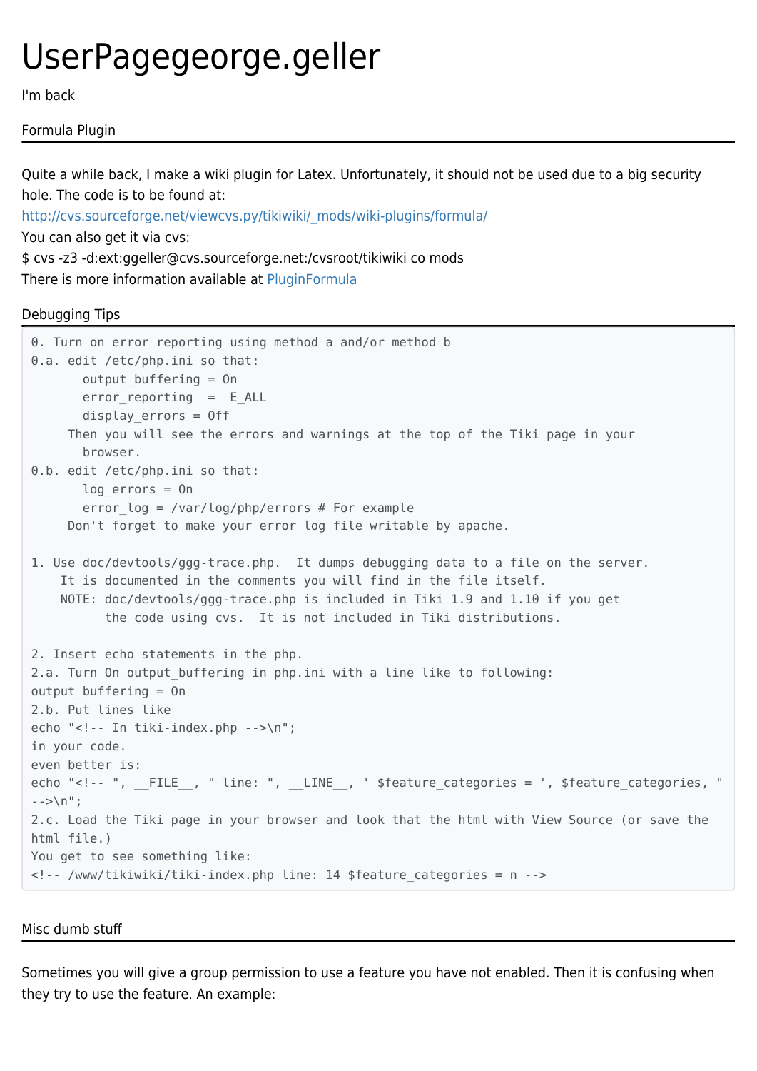# UserPagegeorge.geller

I'm back

## Formula Plugin

Quite a while back, I make a wiki plugin for Latex. Unfortunately, it should not be used due to a big security hole. The code is to be found at:
http://cvs.sourceforge.net/viewcvs.py/tikiwiki/_mods/wiki-plugins/formula/
You can also get it via cvs:
$ cvs -z3 -d:ext:ggeller@cvs.sourceforge.net:/cvsroot/tikiwiki co mods
There is more information available at PluginFormula

## Debugging Tips

```
0. Turn on error reporting using method a and/or method b
0.a. edit /etc/php.ini so that:
       output_buffering = On
       error_reporting  =  E_ALL
       display_errors = Off
     Then you will see the errors and warnings at the top of the Tiki page in your
       browser.
0.b. edit /etc/php.ini so that:
       log_errors = On
       error_log = /var/log/php/errors # For example
     Don't forget to make your error log file writable by apache.

1. Use doc/devtools/ggg-trace.php.  It dumps debugging data to a file on the server.
    It is documented in the comments you will find in the file itself.
    NOTE: doc/devtools/ggg-trace.php is included in Tiki 1.9 and 1.10 if you get
          the code using cvs.  It is not included in Tiki distributions.

2. Insert echo statements in the php.
2.a. Turn On output_buffering in php.ini with a line like to following:
output_buffering = On
2.b. Put lines like
echo "<!-- In tiki-index.php -->\n";
in your code.
even better is:
echo "<!-- ", __FILE__, " line: ", __LINE__, ' $feature_categories = ', $feature_categories, "
-->\n";
2.c. Load the Tiki page in your browser and look that the html with View Source (or save the
html file.)
You get to see something like:
<!-- /www/tikiwiki/tiki-index.php line: 14 $feature_categories = n -->
```

## Misc dumb stuff

Sometimes you will give a group permission to use a feature you have not enabled. Then it is confusing when they try to use the feature. An example: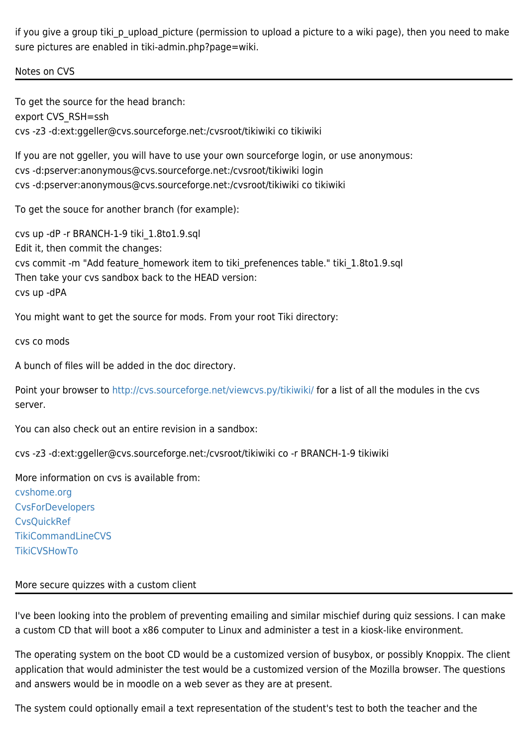if you give a group tiki_p_upload_picture (permission to upload a picture to a wiki page), then you need to make sure pictures are enabled in tiki-admin.php?page=wiki.

## Notes on CVS

To get the source for the head branch:
export CVS_RSH=ssh
cvs -z3 -d:ext:ggeller@cvs.sourceforge.net:/cvsroot/tikiwiki co tikiwiki

If you are not ggeller, you will have to use your own sourceforge login, or use anonymous:
cvs -d:pserver:anonymous@cvs.sourceforge.net:/cvsroot/tikiwiki login
cvs -d:pserver:anonymous@cvs.sourceforge.net:/cvsroot/tikiwiki co tikiwiki

To get the souce for another branch (for example):

cvs up -dP -r BRANCH-1-9 tiki_1.8to1.9.sql
Edit it, then commit the changes:
cvs commit -m "Add feature_homework item to tiki_prefenences table." tiki_1.8to1.9.sql
Then take your cvs sandbox back to the HEAD version:
cvs up -dPA

You might want to get the source for mods. From your root Tiki directory:

cvs co mods

A bunch of files will be added in the doc directory.

Point your browser to http://cvs.sourceforge.net/viewcvs.py/tikiwiki/ for a list of all the modules in the cvs server.

You can also check out an entire revision in a sandbox:

cvs -z3 -d:ext:ggeller@cvs.sourceforge.net:/cvsroot/tikiwiki co -r BRANCH-1-9 tikiwiki

More information on cvs is available from:
cvshome.org
CvsForDevelopers
CvsQuickRef
TikiCommandLineCVS
TikiCVSHowTo

## More secure quizzes with a custom client

I've been looking into the problem of preventing emailing and similar mischief during quiz sessions. I can make a custom CD that will boot a x86 computer to Linux and administer a test in a kiosk-like environment.

The operating system on the boot CD would be a customized version of busybox, or possibly Knoppix. The client application that would administer the test would be a customized version of the Mozilla browser. The questions and answers would be in moodle on a web sever as they are at present.

The system could optionally email a text representation of the student's test to both the teacher and the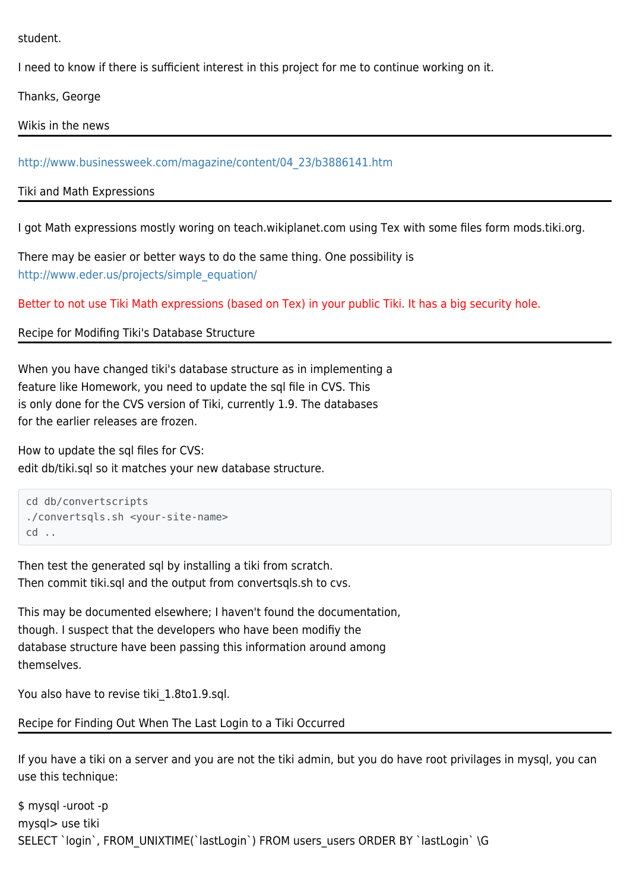student.

I need to know if there is sufficient interest in this project for me to continue working on it.

Thanks, George

## Wikis in the news

http://www.businessweek.com/magazine/content/04_23/b3886141.htm

## Tiki and Math Expressions

I got Math expressions mostly woring on teach.wikiplanet.com using Tex with some files form mods.tiki.org.

There may be easier or better ways to do the same thing. One possibility is http://www.eder.us/projects/simple_equation/

Better to not use Tiki Math expressions (based on Tex) in your public Tiki. It has a big security hole.

## Recipe for Modifing Tiki's Database Structure

When you have changed tiki's database structure as in implementing a feature like Homework, you need to update the sql file in CVS. This is only done for the CVS version of Tiki, currently 1.9. The databases for the earlier releases are frozen.

How to update the sql files for CVS:
edit db/tiki.sql so it matches your new database structure.

```
cd db/convertscripts
./convertsqls.sh <your-site-name>
cd ..
```

Then test the generated sql by installing a tiki from scratch.
Then commit tiki.sql and the output from convertsqls.sh to cvs.

This may be documented elsewhere; I haven't found the documentation, though. I suspect that the developers who have been modifiy the database structure have been passing this information around among themselves.

You also have to revise tiki_1.8to1.9.sql.

## Recipe for Finding Out When The Last Login to a Tiki Occurred

If you have a tiki on a server and you are not the tiki admin, but you do have root privilages in mysql, you can use this technique:

$ mysql -uroot -p
mysql> use tiki
SELECT `login`, FROM_UNIXTIME(`lastLogin`) FROM users_users ORDER BY `lastLogin` \G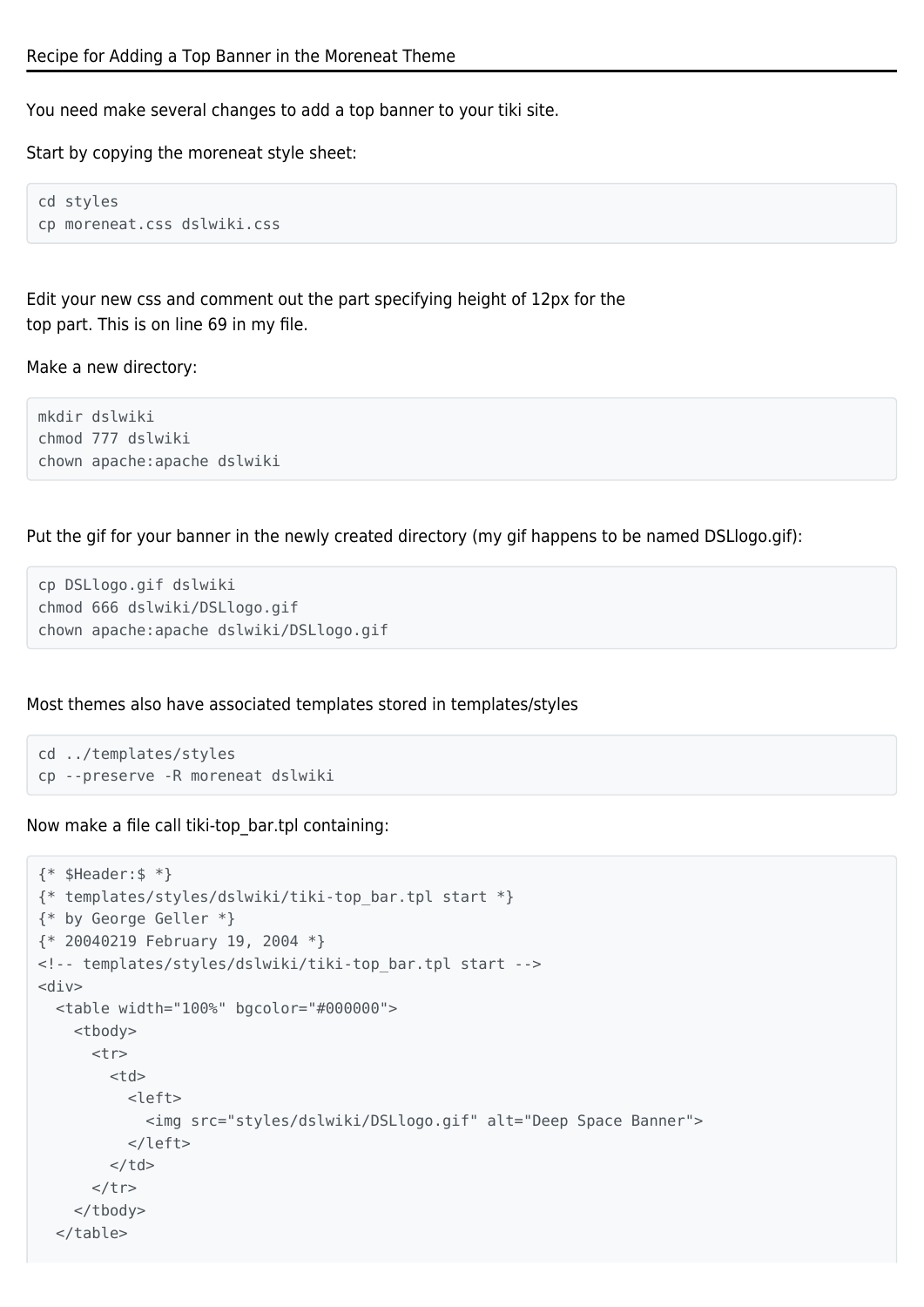## Recipe for Adding a Top Banner in the Moreneat Theme

You need make several changes to add a top banner to your tiki site.

Start by copying the moreneat style sheet:

```
cd styles
cp moreneat.css dslwiki.css
```

Edit your new css and comment out the part specifying height of 12px for the top part. This is on line 69 in my file.

Make a new directory:

```
mkdir dslwiki
chmod 777 dslwiki
chown apache:apache dslwiki
```

Put the gif for your banner in the newly created directory (my gif happens to be named DSLlogo.gif):

```
cp DSLlogo.gif dslwiki
chmod 666 dslwiki/DSLlogo.gif
chown apache:apache dslwiki/DSLlogo.gif
```

Most themes also have associated templates stored in templates/styles

```
cd ../templates/styles
cp --preserve -R moreneat dslwiki
```

Now make a file call tiki-top_bar.tpl containing:

```
{* $Header:$ *}
{* templates/styles/dslwiki/tiki-top_bar.tpl start *}
{* by George Geller *}
{* 20040219 February 19, 2004 *}
<!-- templates/styles/dslwiki/tiki-top_bar.tpl start -->
<div>
  <table width="100%" bgcolor="#000000">
    <tbody>
      <tr>
        <td>
          <left>
            <img src="styles/dslwiki/DSLlogo.gif" alt="Deep Space Banner">
          </left>
        </td>
      </tr>
    </tbody>
  </table>
```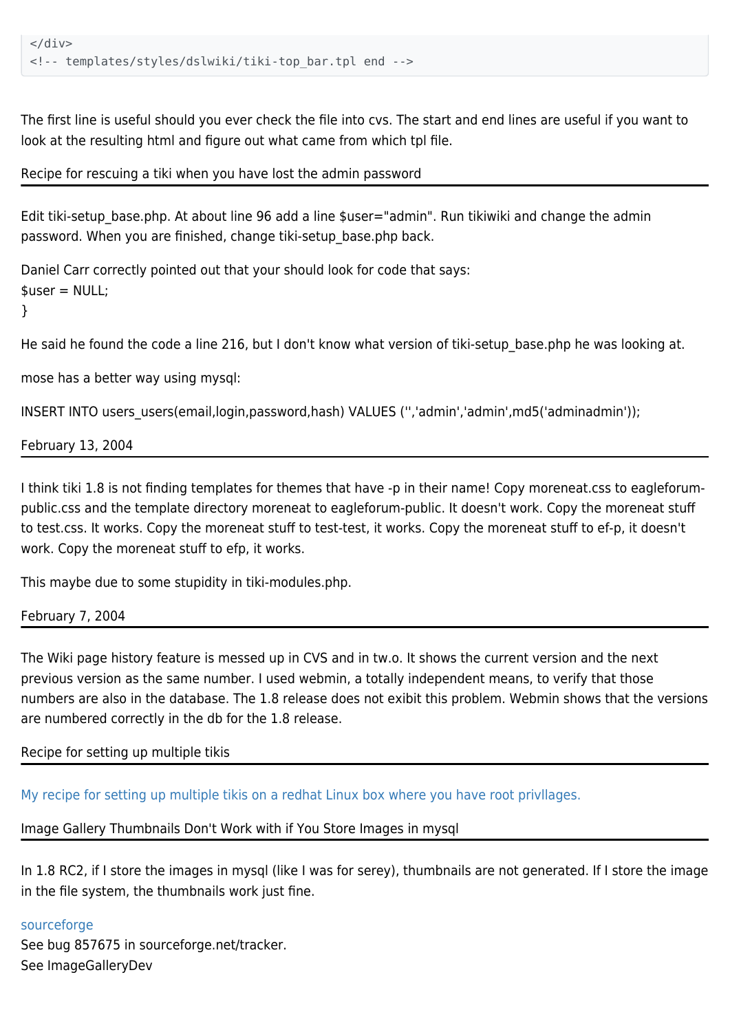```
</div>
<!-- templates/styles/dslwiki/tiki-top_bar.tpl end -->
```

The first line is useful should you ever check the file into cvs. The start and end lines are useful if you want to look at the resulting html and figure out what came from which tpl file.

## Recipe for rescuing a tiki when you have lost the admin password

Edit tiki-setup_base.php. At about line 96 add a line $user="admin". Run tikiwiki and change the admin password. When you are finished, change tiki-setup_base.php back.

Daniel Carr correctly pointed out that your should look for code that says:
$user = NULL;
}

He said he found the code a line 216, but I don't know what version of tiki-setup_base.php he was looking at.

mose has a better way using mysql:

INSERT INTO users_users(email,login,password,hash) VALUES ('','admin','admin',md5('adminadmin'));

## February 13, 2004

I think tiki 1.8 is not finding templates for themes that have -p in their name! Copy moreneat.css to eagleforum-public.css and the template directory moreneat to eagleforum-public. It doesn't work. Copy the moreneat stuff to test.css. It works. Copy the moreneat stuff to test-test, it works. Copy the moreneat stuff to ef-p, it doesn't work. Copy the moreneat stuff to efp, it works.

This maybe due to some stupidity in tiki-modules.php.

## February 7, 2004

The Wiki page history feature is messed up in CVS and in tw.o. It shows the current version and the next previous version as the same number. I used webmin, a totally independent means, to verify that those numbers are also in the database. The 1.8 release does not exibit this problem. Webmin shows that the versions are numbered correctly in the db for the 1.8 release.

## Recipe for setting up multiple tikis

My recipe for setting up multiple tikis on a redhat Linux box where you have root privllages.

## Image Gallery Thumbnails Don't Work with if You Store Images in mysql

In 1.8 RC2, if I store the images in mysql (like I was for serey), thumbnails are not generated. If I store the image in the file system, the thumbnails work just fine.

sourceforge
See bug 857675 in sourceforge.net/tracker.
See ImageGalleryDev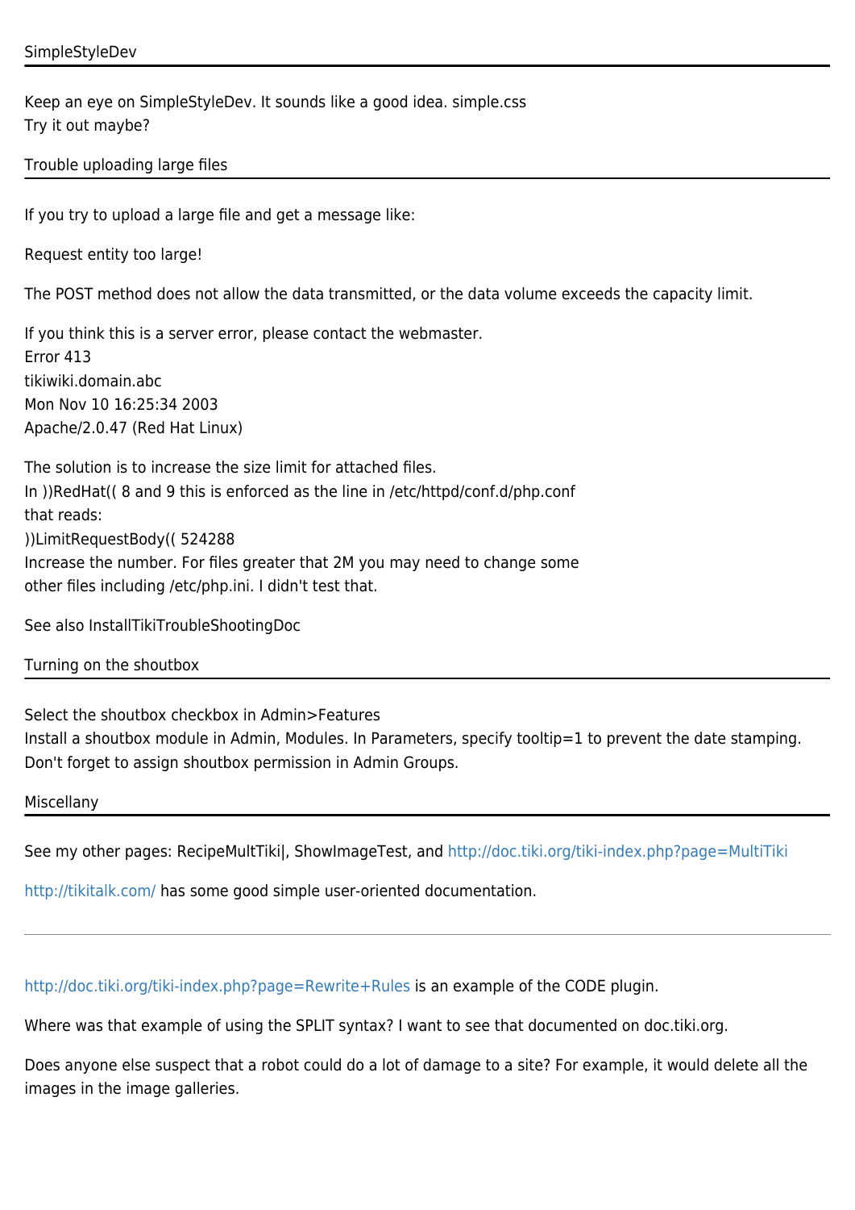## SimpleStyleDev

Keep an eye on SimpleStyleDev. It sounds like a good idea. simple.css
Try it out maybe?

## Trouble uploading large files

If you try to upload a large file and get a message like:

Request entity too large!

The POST method does not allow the data transmitted, or the data volume exceeds the capacity limit.

If you think this is a server error, please contact the webmaster.
Error 413
tikiwiki.domain.abc
Mon Nov 10 16:25:34 2003
Apache/2.0.47 (Red Hat Linux)

The solution is to increase the size limit for attached files.
In ))RedHat(( 8 and 9 this is enforced as the line in /etc/httpd/conf.d/php.conf
that reads:
))LimitRequestBody(( 524288
Increase the number. For files greater that 2M you may need to change some
other files including /etc/php.ini. I didn't test that.

See also InstallTikiTroubleShootingDoc

## Turning on the shoutbox

Select the shoutbox checkbox in Admin>Features
Install a shoutbox module in Admin, Modules. In Parameters, specify tooltip=1 to prevent the date stamping.
Don't forget to assign shoutbox permission in Admin Groups.

## Miscellany

See my other pages: RecipeMultTiki|, ShowImageTest, and http://doc.tiki.org/tiki-index.php?page=MultiTiki

http://tikitalk.com/ has some good simple user-oriented documentation.

---

http://doc.tiki.org/tiki-index.php?page=Rewrite+Rules is an example of the CODE plugin.

Where was that example of using the SPLIT syntax? I want to see that documented on doc.tiki.org.

Does anyone else suspect that a robot could do a lot of damage to a site? For example, it would delete all the images in the image galleries.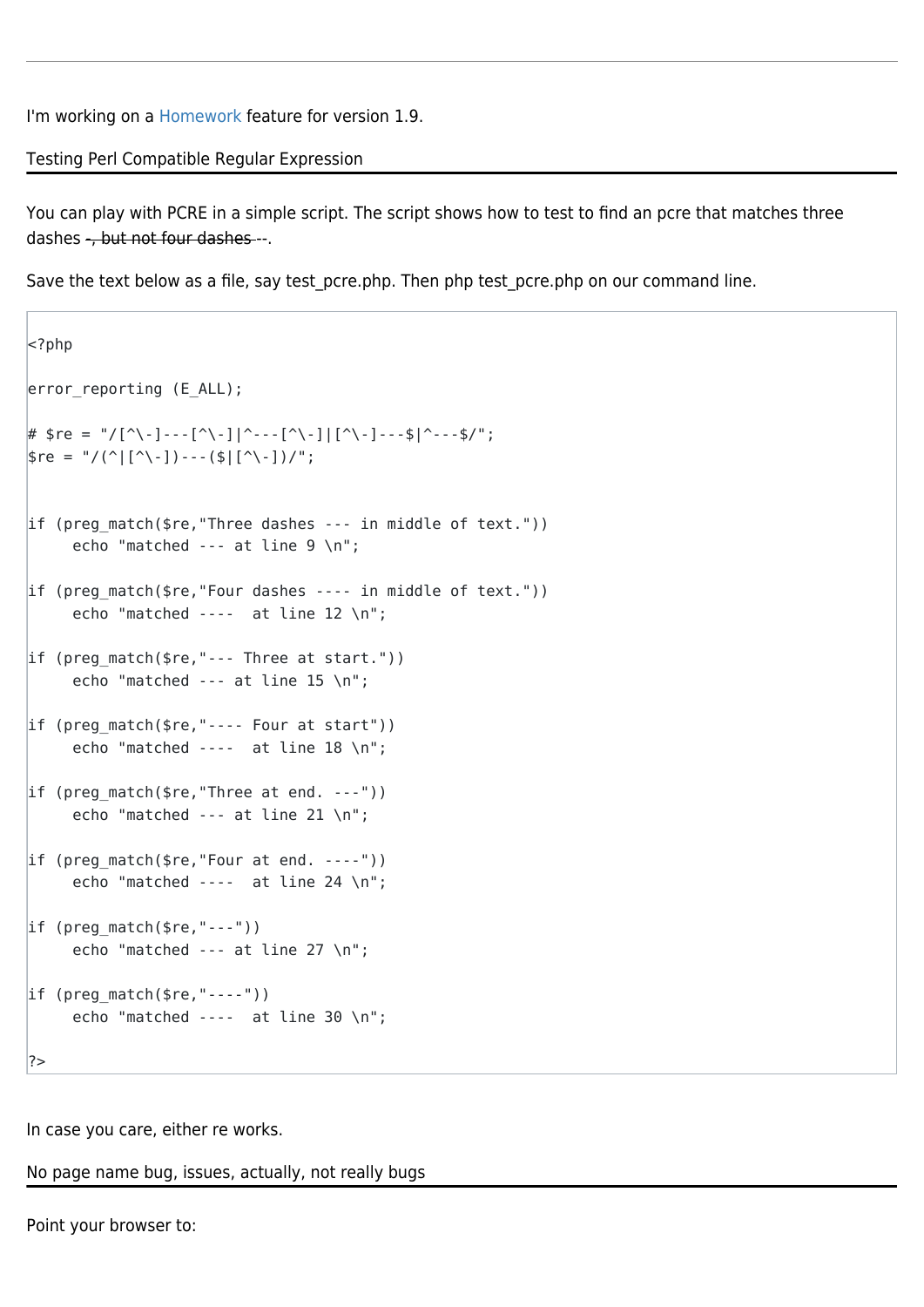I'm working on a Homework feature for version 1.9.

## Testing Perl Compatible Regular Expression

You can play with PCRE in a simple script. The script shows how to test to find an pcre that matches three dashes ~~-, but not four dashes --~~.

Save the text below as a file, say test_pcre.php. Then php test_pcre.php on our command line.

```
<?php

error_reporting (E_ALL);

# $re = "/[^\-]---[^\-]|^---[^\-]|[^\-]---$|^---$/";
$re = "/(^|[^\-])---($|[^\-])/";


if (preg_match($re,"Three dashes --- in middle of text."))
     echo "matched --- at line 9 \n";

if (preg_match($re,"Four dashes ---- in middle of text."))
     echo "matched ----  at line 12 \n";

if (preg_match($re,"--- Three at start."))
     echo "matched --- at line 15 \n";

if (preg_match($re,"---- Four at start"))
     echo "matched ----  at line 18 \n";

if (preg_match($re,"Three at end. ---"))
     echo "matched --- at line 21 \n";

if (preg_match($re,"Four at end. ----"))
     echo "matched ----  at line 24 \n";

if (preg_match($re,"---"))
     echo "matched --- at line 27 \n";

if (preg_match($re,"----"))
     echo "matched ----  at line 30 \n";

?>
```

In case you care, either re works.

## No page name bug, issues, actually, not really bugs

Point your browser to: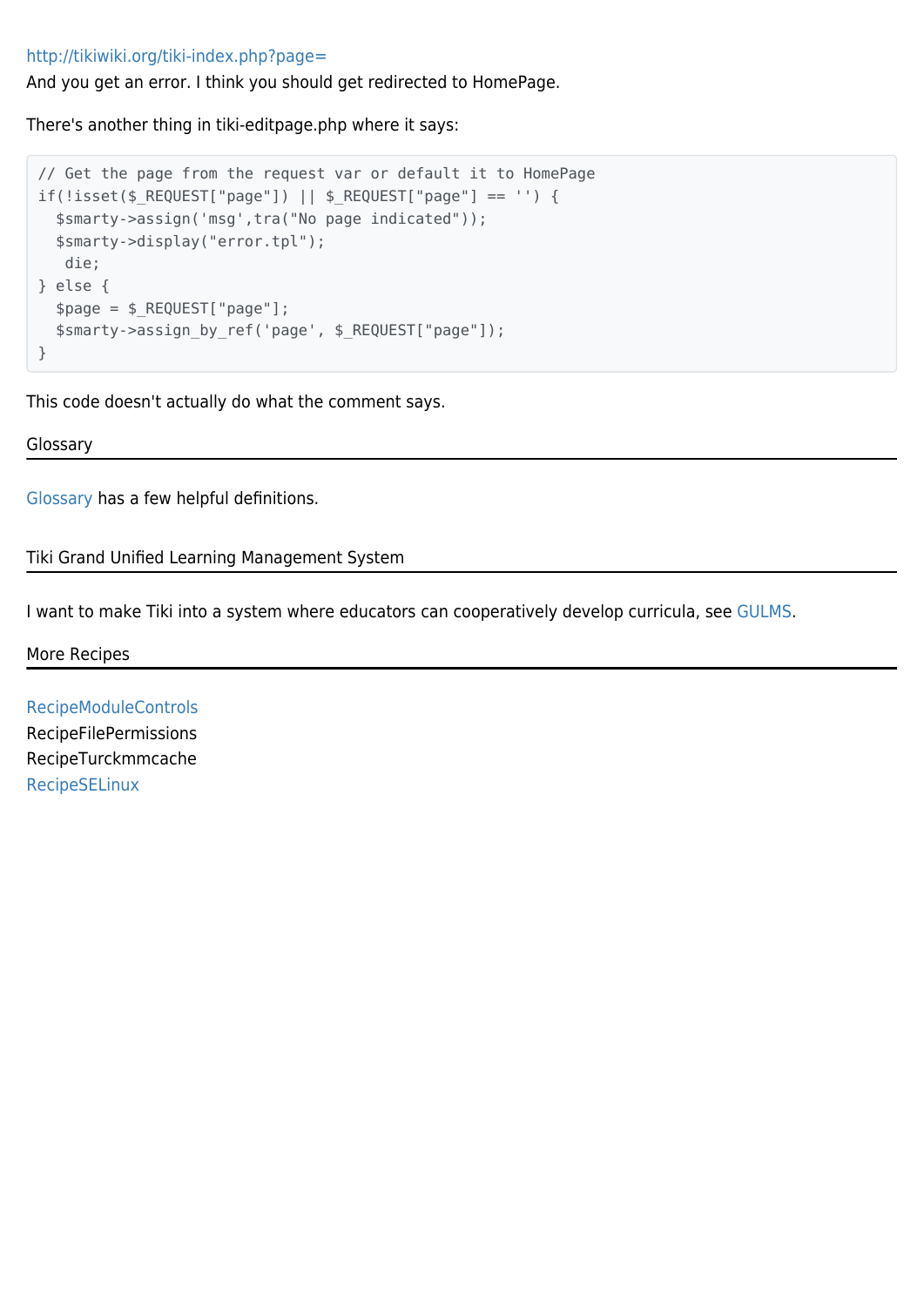http://tikiwiki.org/tiki-index.php?page=
And you get an error. I think you should get redirected to HomePage.

There's another thing in tiki-editpage.php where it says:

```
// Get the page from the request var or default it to HomePage
if(!isset($_REQUEST["page"]) || $_REQUEST["page"] == '') {
  $smarty->assign('msg',tra("No page indicated"));
  $smarty->display("error.tpl");
   die;
} else {
  $page = $_REQUEST["page"];
  $smarty->assign_by_ref('page', $_REQUEST["page"]);
}
```

This code doesn't actually do what the comment says.

## Glossary

Glossary has a few helpful definitions.

## Tiki Grand Unified Learning Management System

I want to make Tiki into a system where educators can cooperatively develop curricula, see GULMS.

## More Recipes

RecipeModuleControls
RecipeFilePermissions
RecipeTurckmmcache
RecipeSELinux